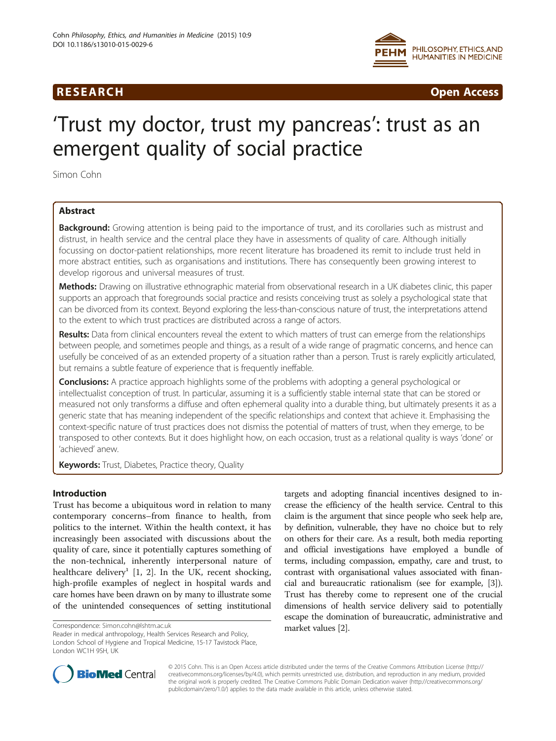RESEARCH Open Access

# 'Trust my doctor, trust my pancreas': trust as an emergent quality of social practice

Simon Cohn

## Abstract

**Background:** Growing attention is being paid to the importance of trust, and its corollaries such as mistrust and distrust, in health service and the central place they have in assessments of quality of care. Although initially focussing on doctor-patient relationships, more recent literature has broadened its remit to include trust held in more abstract entities, such as organisations and institutions. There has consequently been growing interest to develop rigorous and universal measures of trust.

**Methods:** Drawing on illustrative ethnographic material from observational research in a UK diabetes clinic, this paper supports an approach that foregrounds social practice and resists conceiving trust as solely a psychological state that can be divorced from its context. Beyond exploring the less-than-conscious nature of trust, the interpretations attend to the extent to which trust practices are distributed across a range of actors.

**Results:** Data from clinical encounters reveal the extent to which matters of trust can emerge from the relationships between people, and sometimes people and things, as a result of a wide range of pragmatic concerns, and hence can usefully be conceived of as an extended property of a situation rather than a person. Trust is rarely explicitly articulated, but remains a subtle feature of experience that is frequently ineffable.

**Conclusions:** A practice approach highlights some of the problems with adopting a general psychological or intellectualist conception of trust. In particular, assuming it is a sufficiently stable internal state that can be stored or measured not only transforms a diffuse and often ephemeral quality into a durable thing, but ultimately presents it as a generic state that has meaning independent of the specific relationships and context that achieve it. Emphasising the context-specific nature of trust practices does not dismiss the potential of matters of trust, when they emerge, to be transposed to other contexts. But it does highlight how, on each occasion, trust as a relational quality is ways 'done' or 'achieved' anew.

**Keywords:** Trust, Diabetes, Practice theory, Quality

## Introduction

Trust has become a ubiquitous word in relation to many contemporary concerns–from finance to health, from politics to the internet. Within the health context, it has increasingly been associated with discussions about the quality of care, since it potentially captures something of the non-technical, inherently interpersonal nature of healthcare delivery[1] [1, 2]. In the UK, recent shocking, high-profile examples of neglect in hospital wards and care homes have been drawn on by many to illustrate some of the unintended consequences of setting institutional targets and adopting financial incentives designed to increase the efficiency of the health service. Central to this claim is the argument that since people who seek help are, by definition, vulnerable, they have no choice but to rely on others for their care. As a result, both media reporting and official investigations have employed a bundle of terms, including compassion, empathy, care and trust, to contrast with organisational values associated with financial and bureaucratic rationalism (see for example, [3]). Trust has thereby come to represent one of the crucial dimensions of health service delivery said to potentially escape the domination of bureaucratic, administrative and market values [2].

Correspondence: Simon.cohn@lshtm.ac.uk
Reader in medical anthropology, Health Services Research and Policy, London School of Hygiene and Tropical Medicine, 15-17 Tavistock Place, London WC1H 9SH, UK

© 2015 Cohn. This is an Open Access article distributed under the terms of the Creative Commons Attribution License (http://creativecommons.org/licenses/by/4.0), which permits unrestricted use, distribution, and reproduction in any medium, provided the original work is properly credited. The Creative Commons Public Domain Dedication waiver (http://creativecommons.org/publicdomain/zero/1.0/) applies to the data made available in this article, unless otherwise stated.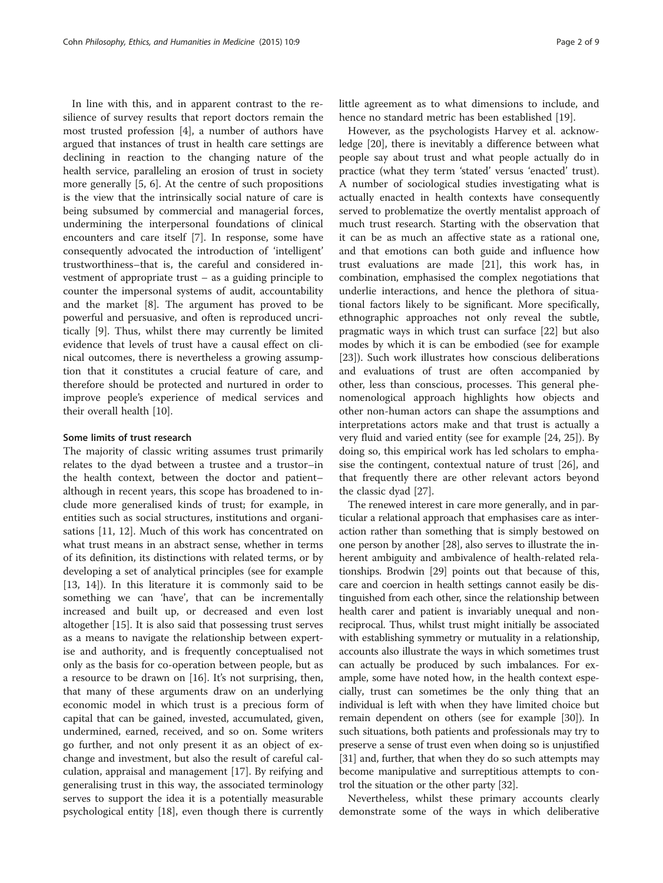In line with this, and in apparent contrast to the resilience of survey results that report doctors remain the most trusted profession [4], a number of authors have argued that instances of trust in health care settings are declining in reaction to the changing nature of the health service, paralleling an erosion of trust in society more generally [5, 6]. At the centre of such propositions is the view that the intrinsically social nature of care is being subsumed by commercial and managerial forces, undermining the interpersonal foundations of clinical encounters and care itself [7]. In response, some have consequently advocated the introduction of 'intelligent' trustworthiness–that is, the careful and considered investment of appropriate trust – as a guiding principle to counter the impersonal systems of audit, accountability and the market [8]. The argument has proved to be powerful and persuasive, and often is reproduced uncritically [9]. Thus, whilst there may currently be limited evidence that levels of trust have a causal effect on clinical outcomes, there is nevertheless a growing assumption that it constitutes a crucial feature of care, and therefore should be protected and nurtured in order to improve people's experience of medical services and their overall health [10].

### Some limits of trust research

The majority of classic writing assumes trust primarily relates to the dyad between a trustee and a trustor–in the health context, between the doctor and patient–although in recent years, this scope has broadened to include more generalised kinds of trust; for example, in entities such as social structures, institutions and organisations [11, 12]. Much of this work has concentrated on what trust means in an abstract sense, whether in terms of its definition, its distinctions with related terms, or by developing a set of analytical principles (see for example [13, 14]). In this literature it is commonly said to be something we can 'have', that can be incrementally increased and built up, or decreased and even lost altogether [15]. It is also said that possessing trust serves as a means to navigate the relationship between expertise and authority, and is frequently conceptualised not only as the basis for co-operation between people, but as a resource to be drawn on [16]. It's not surprising, then, that many of these arguments draw on an underlying economic model in which trust is a precious form of capital that can be gained, invested, accumulated, given, undermined, earned, received, and so on. Some writers go further, and not only present it as an object of exchange and investment, but also the result of careful calculation, appraisal and management [17]. By reifying and generalising trust in this way, the associated terminology serves to support the idea it is a potentially measurable psychological entity [18], even though there is currently little agreement as to what dimensions to include, and hence no standard metric has been established [19].

However, as the psychologists Harvey et al. acknowledge [20], there is inevitably a difference between what people say about trust and what people actually do in practice (what they term 'stated' versus 'enacted' trust). A number of sociological studies investigating what is actually enacted in health contexts have consequently served to problematize the overtly mentalist approach of much trust research. Starting with the observation that it can be as much an affective state as a rational one, and that emotions can both guide and influence how trust evaluations are made [21], this work has, in combination, emphasised the complex negotiations that underlie interactions, and hence the plethora of situational factors likely to be significant. More specifically, ethnographic approaches not only reveal the subtle, pragmatic ways in which trust can surface [22] but also modes by which it is can be embodied (see for example [23]). Such work illustrates how conscious deliberations and evaluations of trust are often accompanied by other, less than conscious, processes. This general phenomenological approach highlights how objects and other non-human actors can shape the assumptions and interpretations actors make and that trust is actually a very fluid and varied entity (see for example [24, 25]). By doing so, this empirical work has led scholars to emphasise the contingent, contextual nature of trust [26], and that frequently there are other relevant actors beyond the classic dyad [27].

The renewed interest in care more generally, and in particular a relational approach that emphasises care as interaction rather than something that is simply bestowed on one person by another [28], also serves to illustrate the inherent ambiguity and ambivalence of health-related relationships. Brodwin [29] points out that because of this, care and coercion in health settings cannot easily be distinguished from each other, since the relationship between health carer and patient is invariably unequal and non-reciprocal. Thus, whilst trust might initially be associated with establishing symmetry or mutuality in a relationship, accounts also illustrate the ways in which sometimes trust can actually be produced by such imbalances. For example, some have noted how, in the health context especially, trust can sometimes be the only thing that an individual is left with when they have limited choice but remain dependent on others (see for example [30]). In such situations, both patients and professionals may try to preserve a sense of trust even when doing so is unjustified [31] and, further, that when they do so such attempts may become manipulative and surreptitious attempts to control the situation or the other party [32].

Nevertheless, whilst these primary accounts clearly demonstrate some of the ways in which deliberative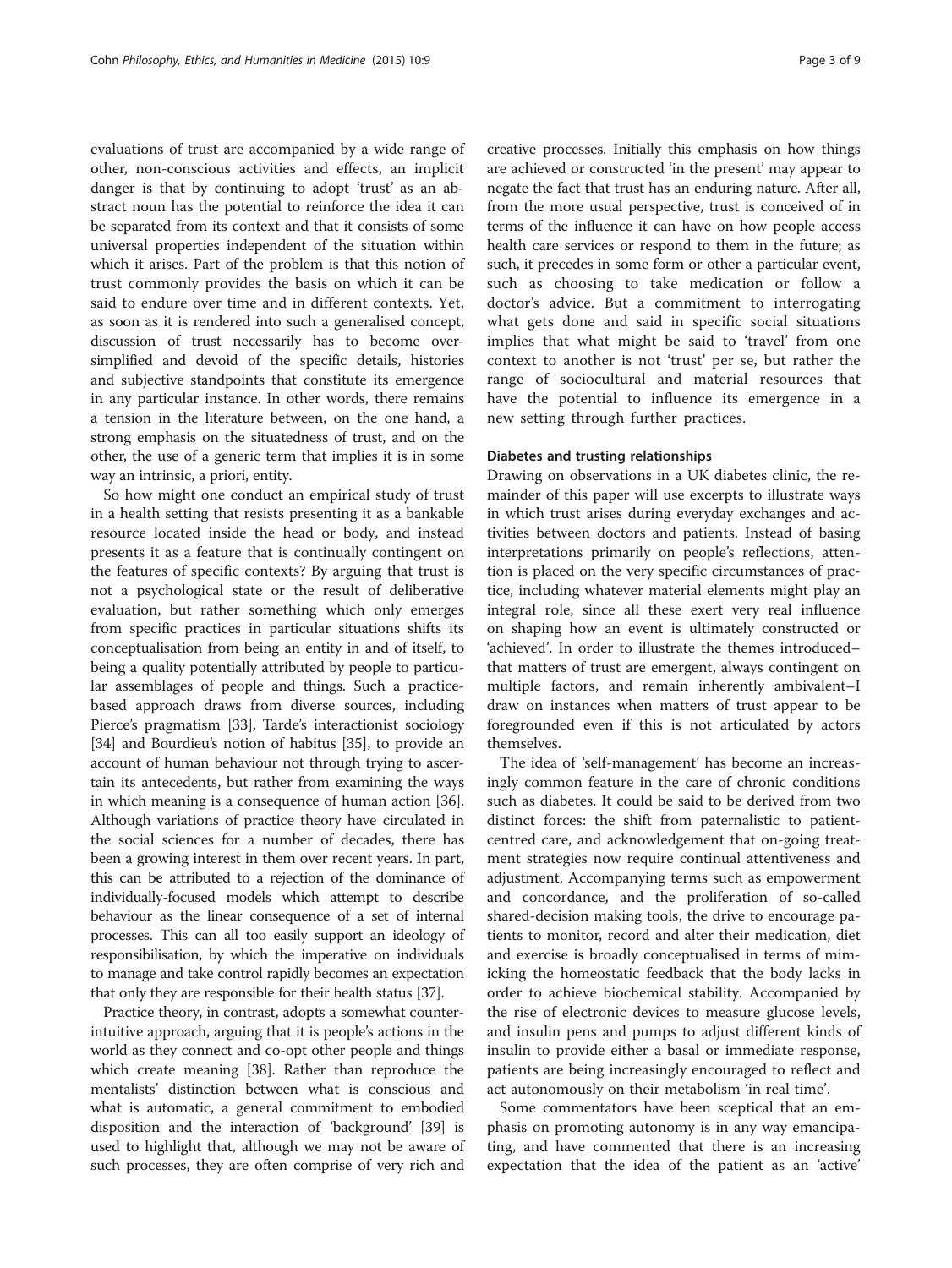evaluations of trust are accompanied by a wide range of other, non-conscious activities and effects, an implicit danger is that by continuing to adopt 'trust' as an abstract noun has the potential to reinforce the idea it can be separated from its context and that it consists of some universal properties independent of the situation within which it arises. Part of the problem is that this notion of trust commonly provides the basis on which it can be said to endure over time and in different contexts. Yet, as soon as it is rendered into such a generalised concept, discussion of trust necessarily has to become over-simplified and devoid of the specific details, histories and subjective standpoints that constitute its emergence in any particular instance. In other words, there remains a tension in the literature between, on the one hand, a strong emphasis on the situatedness of trust, and on the other, the use of a generic term that implies it is in some way an intrinsic, a priori, entity.

So how might one conduct an empirical study of trust in a health setting that resists presenting it as a bankable resource located inside the head or body, and instead presents it as a feature that is continually contingent on the features of specific contexts? By arguing that trust is not a psychological state or the result of deliberative evaluation, but rather something which only emerges from specific practices in particular situations shifts its conceptualisation from being an entity in and of itself, to being a quality potentially attributed by people to particular assemblages of people and things. Such a practice-based approach draws from diverse sources, including Pierce's pragmatism [33], Tarde's interactionist sociology [34] and Bourdieu's notion of habitus [35], to provide an account of human behaviour not through trying to ascertain its antecedents, but rather from examining the ways in which meaning is a consequence of human action [36]. Although variations of practice theory have circulated in the social sciences for a number of decades, there has been a growing interest in them over recent years. In part, this can be attributed to a rejection of the dominance of individually-focused models which attempt to describe behaviour as the linear consequence of a set of internal processes. This can all too easily support an ideology of responsibilisation, by which the imperative on individuals to manage and take control rapidly becomes an expectation that only they are responsible for their health status [37].

Practice theory, in contrast, adopts a somewhat counter-intuitive approach, arguing that it is people's actions in the world as they connect and co-opt other people and things which create meaning [38]. Rather than reproduce the mentalists' distinction between what is conscious and what is automatic, a general commitment to embodied disposition and the interaction of 'background' [39] is used to highlight that, although we may not be aware of such processes, they are often comprise of very rich and creative processes. Initially this emphasis on how things are achieved or constructed 'in the present' may appear to negate the fact that trust has an enduring nature. After all, from the more usual perspective, trust is conceived of in terms of the influence it can have on how people access health care services or respond to them in the future; as such, it precedes in some form or other a particular event, such as choosing to take medication or follow a doctor's advice. But a commitment to interrogating what gets done and said in specific social situations implies that what might be said to 'travel' from one context to another is not 'trust' per se, but rather the range of sociocultural and material resources that have the potential to influence its emergence in a new setting through further practices.

## Diabetes and trusting relationships

Drawing on observations in a UK diabetes clinic, the remainder of this paper will use excerpts to illustrate ways in which trust arises during everyday exchanges and activities between doctors and patients. Instead of basing interpretations primarily on people's reflections, attention is placed on the very specific circumstances of practice, including whatever material elements might play an integral role, since all these exert very real influence on shaping how an event is ultimately constructed or 'achieved'. In order to illustrate the themes introduced– that matters of trust are emergent, always contingent on multiple factors, and remain inherently ambivalent–I draw on instances when matters of trust appear to be foregrounded even if this is not articulated by actors themselves.

The idea of 'self-management' has become an increasingly common feature in the care of chronic conditions such as diabetes. It could be said to be derived from two distinct forces: the shift from paternalistic to patient-centred care, and acknowledgement that on-going treatment strategies now require continual attentiveness and adjustment. Accompanying terms such as empowerment and concordance, and the proliferation of so-called shared-decision making tools, the drive to encourage patients to monitor, record and alter their medication, diet and exercise is broadly conceptualised in terms of mimicking the homeostatic feedback that the body lacks in order to achieve biochemical stability. Accompanied by the rise of electronic devices to measure glucose levels, and insulin pens and pumps to adjust different kinds of insulin to provide either a basal or immediate response, patients are being increasingly encouraged to reflect and act autonomously on their metabolism 'in real time'.

Some commentators have been sceptical that an emphasis on promoting autonomy is in any way emancipating, and have commented that there is an increasing expectation that the idea of the patient as an 'active'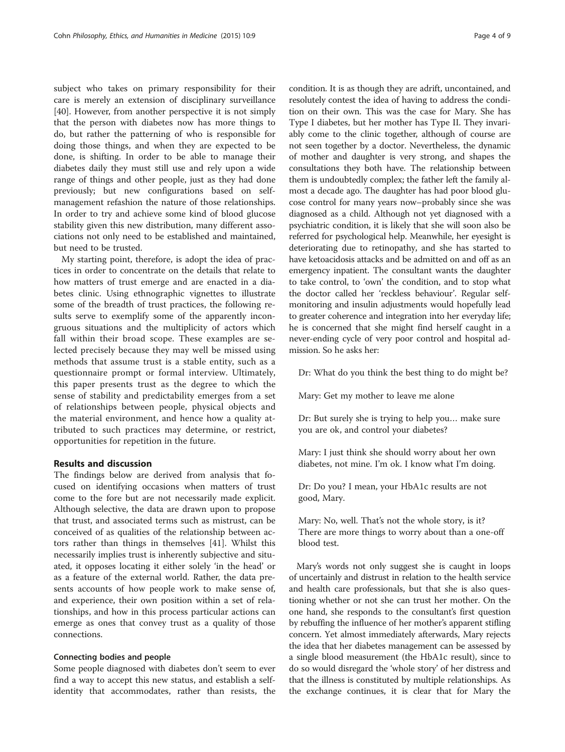subject who takes on primary responsibility for their care is merely an extension of disciplinary surveillance [40]. However, from another perspective it is not simply that the person with diabetes now has more things to do, but rather the patterning of who is responsible for doing those things, and when they are expected to be done, is shifting. In order to be able to manage their diabetes daily they must still use and rely upon a wide range of things and other people, just as they had done previously; but new configurations based on self-management refashion the nature of those relationships. In order to try and achieve some kind of blood glucose stability given this new distribution, many different associations not only need to be established and maintained, but need to be trusted.

My starting point, therefore, is adopt the idea of practices in order to concentrate on the details that relate to how matters of trust emerge and are enacted in a diabetes clinic. Using ethnographic vignettes to illustrate some of the breadth of trust practices, the following results serve to exemplify some of the apparently incongruous situations and the multiplicity of actors which fall within their broad scope. These examples are selected precisely because they may well be missed using methods that assume trust is a stable entity, such as a questionnaire prompt or formal interview. Ultimately, this paper presents trust as the degree to which the sense of stability and predictability emerges from a set of relationships between people, physical objects and the material environment, and hence how a quality attributed to such practices may determine, or restrict, opportunities for repetition in the future.

## Results and discussion

The findings below are derived from analysis that focused on identifying occasions when matters of trust come to the fore but are not necessarily made explicit. Although selective, the data are drawn upon to propose that trust, and associated terms such as mistrust, can be conceived of as qualities of the relationship between actors rather than things in themselves [41]. Whilst this necessarily implies trust is inherently subjective and situated, it opposes locating it either solely 'in the head' or as a feature of the external world. Rather, the data presents accounts of how people work to make sense of, and experience, their own position within a set of relationships, and how in this process particular actions can emerge as ones that convey trust as a quality of those connections.

### Connecting bodies and people

Some people diagnosed with diabetes don't seem to ever find a way to accept this new status, and establish a self-identity that accommodates, rather than resists, the condition. It is as though they are adrift, uncontained, and resolutely contest the idea of having to address the condition on their own. This was the case for Mary. She has Type I diabetes, but her mother has Type II. They invariably come to the clinic together, although of course are not seen together by a doctor. Nevertheless, the dynamic of mother and daughter is very strong, and shapes the consultations they both have. The relationship between them is undoubtedly complex; the father left the family almost a decade ago. The daughter has had poor blood glucose control for many years now–probably since she was diagnosed as a child. Although not yet diagnosed with a psychiatric condition, it is likely that she will soon also be referred for psychological help. Meanwhile, her eyesight is deteriorating due to retinopathy, and she has started to have ketoacidosis attacks and be admitted on and off as an emergency inpatient. The consultant wants the daughter to take control, to 'own' the condition, and to stop what the doctor called her 'reckless behaviour'. Regular self-monitoring and insulin adjustments would hopefully lead to greater coherence and integration into her everyday life; he is concerned that she might find herself caught in a never-ending cycle of very poor control and hospital admission. So he asks her:

> Dr: What do you think the best thing to do might be?
>
> Mary: Get my mother to leave me alone
>
> Dr: But surely she is trying to help you… make sure you are ok, and control your diabetes?
>
> Mary: I just think she should worry about her own diabetes, not mine. I'm ok. I know what I'm doing.
>
> Dr: Do you? I mean, your HbA1c results are not good, Mary.
>
> Mary: No, well. That's not the whole story, is it? There are more things to worry about than a one-off blood test.

Mary's words not only suggest she is caught in loops of uncertainly and distrust in relation to the health service and health care professionals, but that she is also questioning whether or not she can trust her mother. On the one hand, she responds to the consultant's first question by rebuffing the influence of her mother's apparent stifling concern. Yet almost immediately afterwards, Mary rejects the idea that her diabetes management can be assessed by a single blood measurement (the HbA1c result), since to do so would disregard the 'whole story' of her distress and that the illness is constituted by multiple relationships. As the exchange continues, it is clear that for Mary the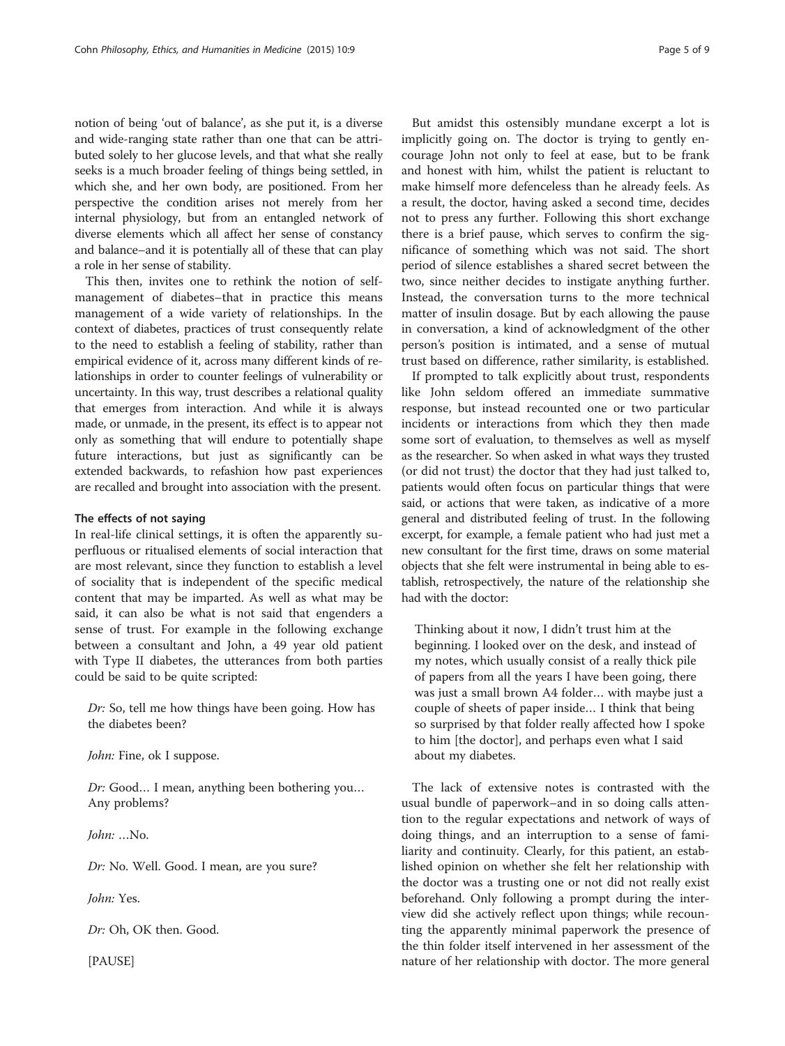notion of being 'out of balance', as she put it, is a diverse and wide-ranging state rather than one that can be attributed solely to her glucose levels, and that what she really seeks is a much broader feeling of things being settled, in which she, and her own body, are positioned. From her perspective the condition arises not merely from her internal physiology, but from an entangled network of diverse elements which all affect her sense of constancy and balance–and it is potentially all of these that can play a role in her sense of stability.

This then, invites one to rethink the notion of self-management of diabetes–that in practice this means management of a wide variety of relationships. In the context of diabetes, practices of trust consequently relate to the need to establish a feeling of stability, rather than empirical evidence of it, across many different kinds of relationships in order to counter feelings of vulnerability or uncertainty. In this way, trust describes a relational quality that emerges from interaction. And while it is always made, or unmade, in the present, its effect is to appear not only as something that will endure to potentially shape future interactions, but just as significantly can be extended backwards, to refashion how past experiences are recalled and brought into association with the present.

### The effects of not saying

In real-life clinical settings, it is often the apparently superfluous or ritualised elements of social interaction that are most relevant, since they function to establish a level of sociality that is independent of the specific medical content that may be imparted. As well as what may be said, it can also be what is not said that engenders a sense of trust. For example in the following exchange between a consultant and John, a 49 year old patient with Type II diabetes, the utterances from both parties could be said to be quite scripted:

> *Dr:* So, tell me how things have been going. How has the diabetes been?
>
> *John:* Fine, ok I suppose.
>
> *Dr:* Good… I mean, anything been bothering you… Any problems?
>
> *John:* …No.
>
> *Dr:* No. Well. Good. I mean, are you sure?
>
> *John:* Yes.
>
> *Dr:* Oh, OK then. Good.
>
> [PAUSE]

But amidst this ostensibly mundane excerpt a lot is implicitly going on. The doctor is trying to gently encourage John not only to feel at ease, but to be frank and honest with him, whilst the patient is reluctant to make himself more defenceless than he already feels. As a result, the doctor, having asked a second time, decides not to press any further. Following this short exchange there is a brief pause, which serves to confirm the significance of something which was not said. The short period of silence establishes a shared secret between the two, since neither decides to instigate anything further. Instead, the conversation turns to the more technical matter of insulin dosage. But by each allowing the pause in conversation, a kind of acknowledgment of the other person's position is intimated, and a sense of mutual trust based on difference, rather similarity, is established.

If prompted to talk explicitly about trust, respondents like John seldom offered an immediate summative response, but instead recounted one or two particular incidents or interactions from which they then made some sort of evaluation, to themselves as well as myself as the researcher. So when asked in what ways they trusted (or did not trust) the doctor that they had just talked to, patients would often focus on particular things that were said, or actions that were taken, as indicative of a more general and distributed feeling of trust. In the following excerpt, for example, a female patient who had just met a new consultant for the first time, draws on some material objects that she felt were instrumental in being able to establish, retrospectively, the nature of the relationship she had with the doctor:

> Thinking about it now, I didn't trust him at the beginning. I looked over on the desk, and instead of my notes, which usually consist of a really thick pile of papers from all the years I have been going, there was just a small brown A4 folder… with maybe just a couple of sheets of paper inside… I think that being so surprised by that folder really affected how I spoke to him [the doctor], and perhaps even what I said about my diabetes.

The lack of extensive notes is contrasted with the usual bundle of paperwork–and in so doing calls attention to the regular expectations and network of ways of doing things, and an interruption to a sense of familiarity and continuity. Clearly, for this patient, an established opinion on whether she felt her relationship with the doctor was a trusting one or not did not really exist beforehand. Only following a prompt during the interview did she actively reflect upon things; while recounting the apparently minimal paperwork the presence of the thin folder itself intervened in her assessment of the nature of her relationship with doctor. The more general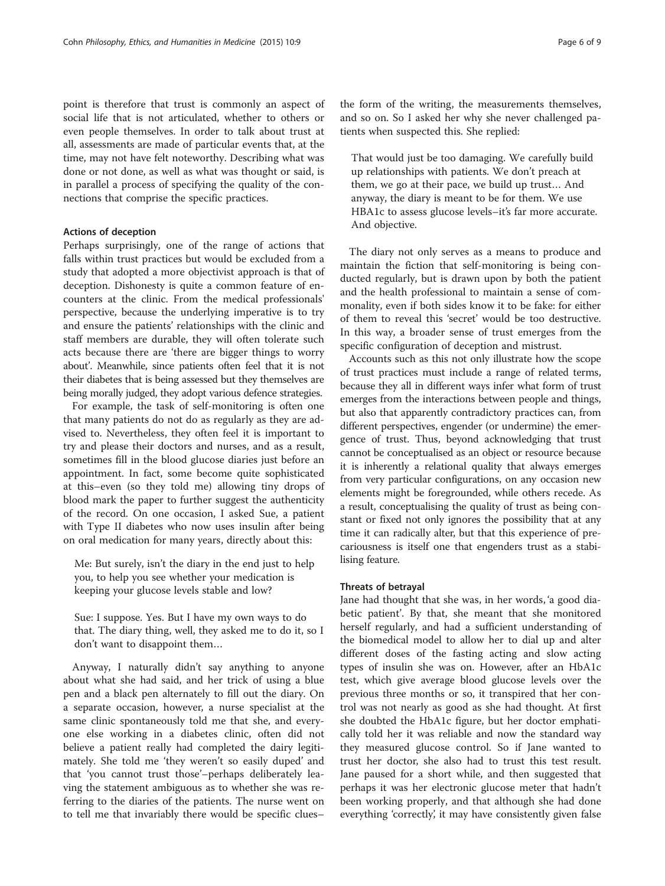point is therefore that trust is commonly an aspect of social life that is not articulated, whether to others or even people themselves. In order to talk about trust at all, assessments are made of particular events that, at the time, may not have felt noteworthy. Describing what was done or not done, as well as what was thought or said, is in parallel a process of specifying the quality of the connections that comprise the specific practices.

### Actions of deception

Perhaps surprisingly, one of the range of actions that falls within trust practices but would be excluded from a study that adopted a more objectivist approach is that of deception. Dishonesty is quite a common feature of encounters at the clinic. From the medical professionals' perspective, because the underlying imperative is to try and ensure the patients' relationships with the clinic and staff members are durable, they will often tolerate such acts because there are 'there are bigger things to worry about'. Meanwhile, since patients often feel that it is not their diabetes that is being assessed but they themselves are being morally judged, they adopt various defence strategies.

For example, the task of self-monitoring is often one that many patients do not do as regularly as they are advised to. Nevertheless, they often feel it is important to try and please their doctors and nurses, and as a result, sometimes fill in the blood glucose diaries just before an appointment. In fact, some become quite sophisticated at this–even (so they told me) allowing tiny drops of blood mark the paper to further suggest the authenticity of the record. On one occasion, I asked Sue, a patient with Type II diabetes who now uses insulin after being on oral medication for many years, directly about this:

> Me: But surely, isn't the diary in the end just to help you, to help you see whether your medication is keeping your glucose levels stable and low?
>
> Sue: I suppose. Yes. But I have my own ways to do that. The diary thing, well, they asked me to do it, so I don't want to disappoint them…

Anyway, I naturally didn't say anything to anyone about what she had said, and her trick of using a blue pen and a black pen alternately to fill out the diary. On a separate occasion, however, a nurse specialist at the same clinic spontaneously told me that she, and everyone else working in a diabetes clinic, often did not believe a patient really had completed the dairy legitimately. She told me 'they weren't so easily duped' and that 'you cannot trust those'–perhaps deliberately leaving the statement ambiguous as to whether she was referring to the diaries of the patients. The nurse went on to tell me that invariably there would be specific clues–the form of the writing, the measurements themselves, and so on. So I asked her why she never challenged patients when suspected this. She replied:

> That would just be too damaging. We carefully build up relationships with patients. We don't preach at them, we go at their pace, we build up trust… And anyway, the diary is meant to be for them. We use HBA1c to assess glucose levels–it's far more accurate. And objective.

The diary not only serves as a means to produce and maintain the fiction that self-monitoring is being conducted regularly, but is drawn upon by both the patient and the health professional to maintain a sense of commonality, even if both sides know it to be fake: for either of them to reveal this 'secret' would be too destructive. In this way, a broader sense of trust emerges from the specific configuration of deception and mistrust.

Accounts such as this not only illustrate how the scope of trust practices must include a range of related terms, because they all in different ways infer what form of trust emerges from the interactions between people and things, but also that apparently contradictory practices can, from different perspectives, engender (or undermine) the emergence of trust. Thus, beyond acknowledging that trust cannot be conceptualised as an object or resource because it is inherently a relational quality that always emerges from very particular configurations, on any occasion new elements might be foregrounded, while others recede. As a result, conceptualising the quality of trust as being constant or fixed not only ignores the possibility that at any time it can radically alter, but that this experience of precariousness is itself one that engenders trust as a stabilising feature.

### Threats of betrayal

Jane had thought that she was, in her words, 'a good diabetic patient'. By that, she meant that she monitored herself regularly, and had a sufficient understanding of the biomedical model to allow her to dial up and alter different doses of the fasting acting and slow acting types of insulin she was on. However, after an HbA1c test, which give average blood glucose levels over the previous three months or so, it transpired that her control was not nearly as good as she had thought. At first she doubted the HbA1c figure, but her doctor emphatically told her it was reliable and now the standard way they measured glucose control. So if Jane wanted to trust her doctor, she also had to trust this test result. Jane paused for a short while, and then suggested that perhaps it was her electronic glucose meter that hadn't been working properly, and that although she had done everything 'correctly', it may have consistently given false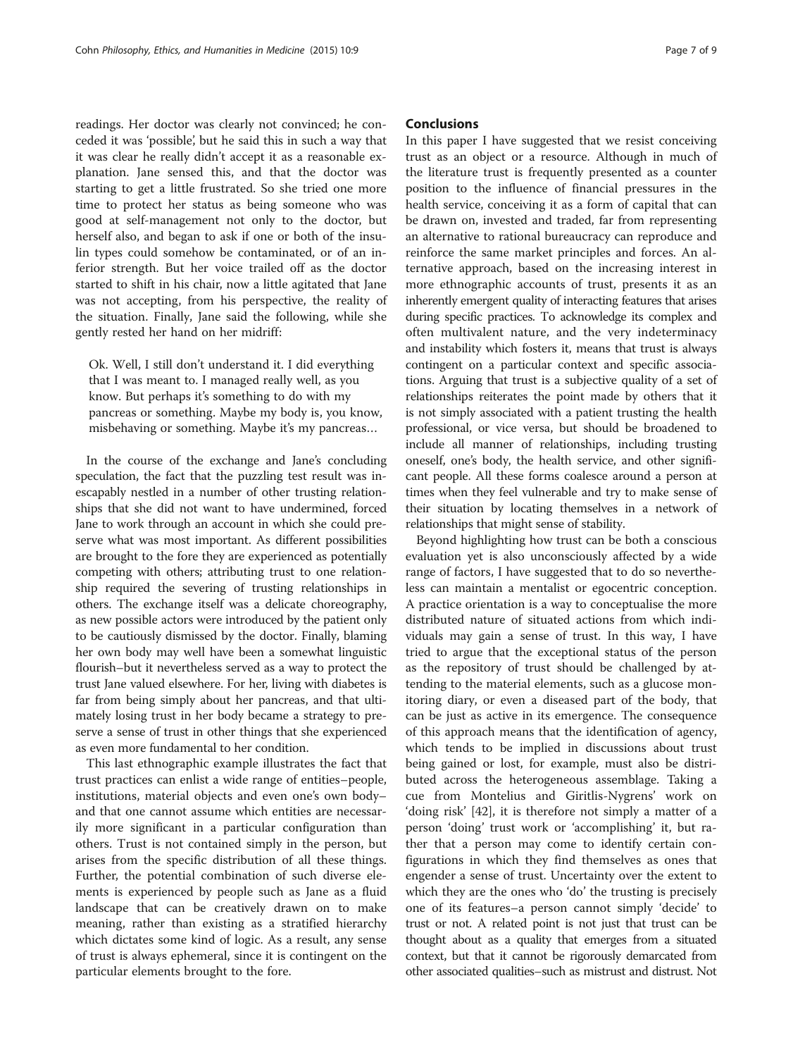readings. Her doctor was clearly not convinced; he conceded it was 'possible', but he said this in such a way that it was clear he really didn't accept it as a reasonable explanation. Jane sensed this, and that the doctor was starting to get a little frustrated. So she tried one more time to protect her status as being someone who was good at self-management not only to the doctor, but herself also, and began to ask if one or both of the insulin types could somehow be contaminated, or of an inferior strength. But her voice trailed off as the doctor started to shift in his chair, now a little agitated that Jane was not accepting, from his perspective, the reality of the situation. Finally, Jane said the following, while she gently rested her hand on her midriff:

> Ok. Well, I still don't understand it. I did everything that I was meant to. I managed really well, as you know. But perhaps it's something to do with my pancreas or something. Maybe my body is, you know, misbehaving or something. Maybe it's my pancreas…

In the course of the exchange and Jane's concluding speculation, the fact that the puzzling test result was inescapably nestled in a number of other trusting relationships that she did not want to have undermined, forced Jane to work through an account in which she could preserve what was most important. As different possibilities are brought to the fore they are experienced as potentially competing with others; attributing trust to one relationship required the severing of trusting relationships in others. The exchange itself was a delicate choreography, as new possible actors were introduced by the patient only to be cautiously dismissed by the doctor. Finally, blaming her own body may well have been a somewhat linguistic flourish–but it nevertheless served as a way to protect the trust Jane valued elsewhere. For her, living with diabetes is far from being simply about her pancreas, and that ultimately losing trust in her body became a strategy to preserve a sense of trust in other things that she experienced as even more fundamental to her condition.

This last ethnographic example illustrates the fact that trust practices can enlist a wide range of entities–people, institutions, material objects and even one's own body–and that one cannot assume which entities are necessarily more significant in a particular configuration than others. Trust is not contained simply in the person, but arises from the specific distribution of all these things. Further, the potential combination of such diverse elements is experienced by people such as Jane as a fluid landscape that can be creatively drawn on to make meaning, rather than existing as a stratified hierarchy which dictates some kind of logic. As a result, any sense of trust is always ephemeral, since it is contingent on the particular elements brought to the fore.

## Conclusions

In this paper I have suggested that we resist conceiving trust as an object or a resource. Although in much of the literature trust is frequently presented as a counter position to the influence of financial pressures in the health service, conceiving it as a form of capital that can be drawn on, invested and traded, far from representing an alternative to rational bureaucracy can reproduce and reinforce the same market principles and forces. An alternative approach, based on the increasing interest in more ethnographic accounts of trust, presents it as an inherently emergent quality of interacting features that arises during specific practices. To acknowledge its complex and often multivalent nature, and the very indeterminacy and instability which fosters it, means that trust is always contingent on a particular context and specific associations. Arguing that trust is a subjective quality of a set of relationships reiterates the point made by others that it is not simply associated with a patient trusting the health professional, or vice versa, but should be broadened to include all manner of relationships, including trusting oneself, one's body, the health service, and other significant people. All these forms coalesce around a person at times when they feel vulnerable and try to make sense of their situation by locating themselves in a network of relationships that might sense of stability.

Beyond highlighting how trust can be both a conscious evaluation yet is also unconsciously affected by a wide range of factors, I have suggested that to do so nevertheless can maintain a mentalist or egocentric conception. A practice orientation is a way to conceptualise the more distributed nature of situated actions from which individuals may gain a sense of trust. In this way, I have tried to argue that the exceptional status of the person as the repository of trust should be challenged by attending to the material elements, such as a glucose monitoring diary, or even a diseased part of the body, that can be just as active in its emergence. The consequence of this approach means that the identification of agency, which tends to be implied in discussions about trust being gained or lost, for example, must also be distributed across the heterogeneous assemblage. Taking a cue from Montelius and Giritlis-Nygrens' work on 'doing risk' [42], it is therefore not simply a matter of a person 'doing' trust work or 'accomplishing' it, but rather that a person may come to identify certain configurations in which they find themselves as ones that engender a sense of trust. Uncertainty over the extent to which they are the ones who 'do' the trusting is precisely one of its features–a person cannot simply 'decide' to trust or not. A related point is not just that trust can be thought about as a quality that emerges from a situated context, but that it cannot be rigorously demarcated from other associated qualities–such as mistrust and distrust. Not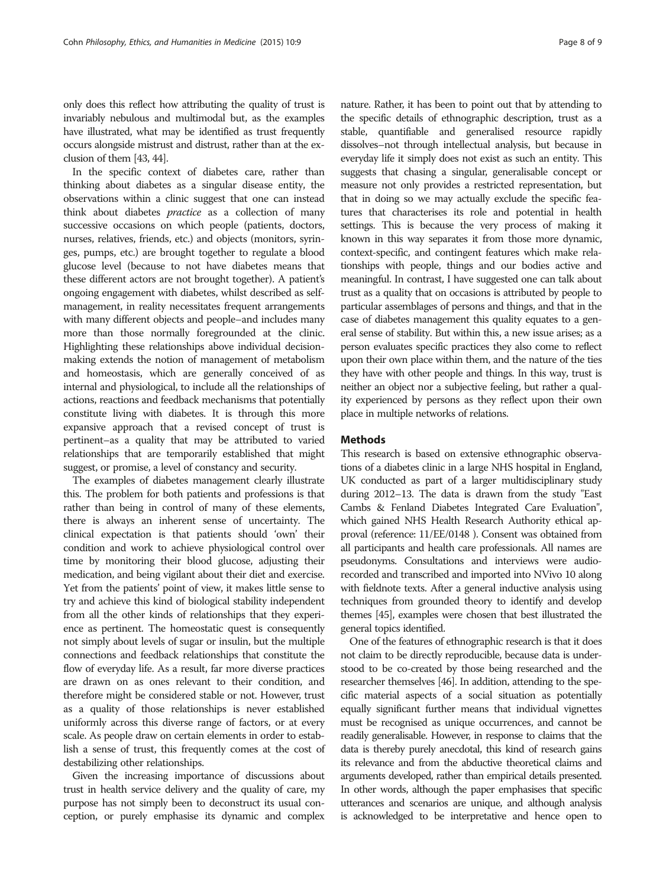only does this reflect how attributing the quality of trust is invariably nebulous and multimodal but, as the examples have illustrated, what may be identified as trust frequently occurs alongside mistrust and distrust, rather than at the exclusion of them [43, 44].

In the specific context of diabetes care, rather than thinking about diabetes as a singular disease entity, the observations within a clinic suggest that one can instead think about diabetes *practice* as a collection of many successive occasions on which people (patients, doctors, nurses, relatives, friends, etc.) and objects (monitors, syringes, pumps, etc.) are brought together to regulate a blood glucose level (because to not have diabetes means that these different actors are not brought together). A patient's ongoing engagement with diabetes, whilst described as self-management, in reality necessitates frequent arrangements with many different objects and people–and includes many more than those normally foregrounded at the clinic. Highlighting these relationships above individual decision-making extends the notion of management of metabolism and homeostasis, which are generally conceived of as internal and physiological, to include all the relationships of actions, reactions and feedback mechanisms that potentially constitute living with diabetes. It is through this more expansive approach that a revised concept of trust is pertinent–as a quality that may be attributed to varied relationships that are temporarily established that might suggest, or promise, a level of constancy and security.

The examples of diabetes management clearly illustrate this. The problem for both patients and professions is that rather than being in control of many of these elements, there is always an inherent sense of uncertainty. The clinical expectation is that patients should 'own' their condition and work to achieve physiological control over time by monitoring their blood glucose, adjusting their medication, and being vigilant about their diet and exercise. Yet from the patients' point of view, it makes little sense to try and achieve this kind of biological stability independent from all the other kinds of relationships that they experience as pertinent. The homeostatic quest is consequently not simply about levels of sugar or insulin, but the multiple connections and feedback relationships that constitute the flow of everyday life. As a result, far more diverse practices are drawn on as ones relevant to their condition, and therefore might be considered stable or not. However, trust as a quality of those relationships is never established uniformly across this diverse range of factors, or at every scale. As people draw on certain elements in order to establish a sense of trust, this frequently comes at the cost of destabilizing other relationships.

Given the increasing importance of discussions about trust in health service delivery and the quality of care, my purpose has not simply been to deconstruct its usual conception, or purely emphasise its dynamic and complex nature. Rather, it has been to point out that by attending to the specific details of ethnographic description, trust as a stable, quantifiable and generalised resource rapidly dissolves–not through intellectual analysis, but because in everyday life it simply does not exist as such an entity. This suggests that chasing a singular, generalisable concept or measure not only provides a restricted representation, but that in doing so we may actually exclude the specific features that characterises its role and potential in health settings. This is because the very process of making it known in this way separates it from those more dynamic, context-specific, and contingent features which make relationships with people, things and our bodies active and meaningful. In contrast, I have suggested one can talk about trust as a quality that on occasions is attributed by people to particular assemblages of persons and things, and that in the case of diabetes management this quality equates to a general sense of stability. But within this, a new issue arises; as a person evaluates specific practices they also come to reflect upon their own place within them, and the nature of the ties they have with other people and things. In this way, trust is neither an object nor a subjective feeling, but rather a quality experienced by persons as they reflect upon their own place in multiple networks of relations.

## Methods

This research is based on extensive ethnographic observations of a diabetes clinic in a large NHS hospital in England, UK conducted as part of a larger multidisciplinary study during 2012–13. The data is drawn from the study "East Cambs & Fenland Diabetes Integrated Care Evaluation", which gained NHS Health Research Authority ethical approval (reference: 11/EE/0148 ). Consent was obtained from all participants and health care professionals. All names are pseudonyms. Consultations and interviews were audio-recorded and transcribed and imported into NVivo 10 along with fieldnote texts. After a general inductive analysis using techniques from grounded theory to identify and develop themes [45], examples were chosen that best illustrated the general topics identified.

One of the features of ethnographic research is that it does not claim to be directly reproducible, because data is understood to be co-created by those being researched and the researcher themselves [46]. In addition, attending to the specific material aspects of a social situation as potentially equally significant further means that individual vignettes must be recognised as unique occurrences, and cannot be readily generalisable. However, in response to claims that the data is thereby purely anecdotal, this kind of research gains its relevance and from the abductive theoretical claims and arguments developed, rather than empirical details presented. In other words, although the paper emphasises that specific utterances and scenarios are unique, and although analysis is acknowledged to be interpretative and hence open to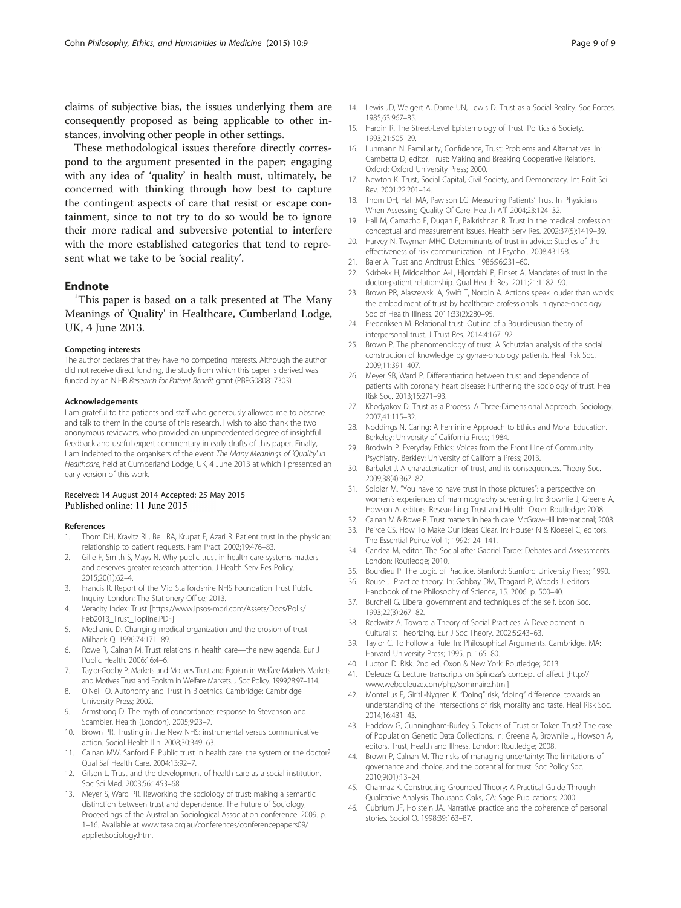claims of subjective bias, the issues underlying them are consequently proposed as being applicable to other instances, involving other people in other settings.

These methodological issues therefore directly correspond to the argument presented in the paper; engaging with any idea of 'quality' in health must, ultimately, be concerned with thinking through how best to capture the contingent aspects of care that resist or escape containment, since to not try to do so would be to ignore their more radical and subversive potential to interfere with the more established categories that tend to represent what we take to be 'social reality'.

## Endnote

[1]This paper is based on a talk presented at The Many Meanings of 'Quality' in Healthcare, Cumberland Lodge, UK, 4 June 2013.

#### Competing interests

The author declares that they have no competing interests. Although the author did not receive direct funding, the study from which this paper is derived was funded by an NIHR *Research for Patient Benefit* grant (PBPG080817303).

#### Acknowledgements

I am grateful to the patients and staff who generously allowed me to observe and talk to them in the course of this research. I wish to also thank the two anonymous reviewers, who provided an unprecedented degree of insightful feedback and useful expert commentary in early drafts of this paper. Finally, I am indebted to the organisers of the event *The Many Meanings of 'Quality' in Healthcare*, held at Cumberland Lodge, UK, 4 June 2013 at which I presented an early version of this work.

Received: 14 August 2014 Accepted: 25 May 2015
Published online: 11 June 2015

#### References

1. Thom DH, Kravitz RL, Bell RA, Krupat E, Azari R. Patient trust in the physician: relationship to patient requests. Fam Pract. 2002;19:476–83.
2. Gille F, Smith S, Mays N. Why public trust in health care systems matters and deserves greater research attention. J Health Serv Res Policy. 2015;20(1):62–4.
3. Francis R. Report of the Mid Staffordshire NHS Foundation Trust Public Inquiry. London: The Stationery Office; 2013.
4. Veracity Index: Trust [https://www.ipsos-mori.com/Assets/Docs/Polls/Feb2013_Trust_Topline.PDF]
5. Mechanic D. Changing medical organization and the erosion of trust. Milbank Q. 1996;74:171–89.
6. Rowe R, Calnan M. Trust relations in health care—the new agenda. Eur J Public Health. 2006;16:4–6.
7. Taylor-Gooby P. Markets and Motives Trust and Egoism in Welfare Markets Markets and Motives Trust and Egoism in Welfare Markets. J Soc Policy. 1999;28:97–114.
8. O'Neill O. Autonomy and Trust in Bioethics. Cambridge: Cambridge University Press; 2002.
9. Armstrong D. The myth of concordance: response to Stevenson and Scambler. Health (London). 2005;9:23–7.
10. Brown PR. Trusting in the New NHS: instrumental versus communicative action. Sociol Health Illn. 2008;30:349–63.
11. Calnan MW, Sanford E. Public trust in health care: the system or the doctor? Qual Saf Health Care. 2004;13:92–7.
12. Gilson L. Trust and the development of health care as a social institution. Soc Sci Med. 2003;56:1453–68.
13. Meyer S, Ward PR. Reworking the sociology of trust: making a semantic distinction between trust and dependence. The Future of Sociology, Proceedings of the Australian Sociological Association conference. 2009. p. 1–16. Available at www.tasa.org.au/conferences/conferencepapers09/appliedsociology.htm.
14. Lewis JD, Weigert A, Dame UN, Lewis D. Trust as a Social Reality. Soc Forces. 1985;63:967–85.
15. Hardin R. The Street-Level Epistemology of Trust. Politics & Society. 1993;21:505–29.
16. Luhmann N. Familiarity, Confidence, Trust: Problems and Alternatives. In: Gambetta D, editor. Trust: Making and Breaking Cooperative Relations. Oxford: Oxford University Press; 2000.
17. Newton K. Trust, Social Capital, Civil Society, and Demoncracy. Int Polit Sci Rev. 2001;22:201–14.
18. Thom DH, Hall MA, Pawlson LG. Measuring Patients' Trust In Physicians When Assessing Quality Of Care. Health Aff. 2004;23:124–32.
19. Hall M, Camacho F, Dugan E, Balkrishnan R. Trust in the medical profession: conceptual and measurement issues. Health Serv Res. 2002;37(5):1419–39.
20. Harvey N, Twyman MHC. Determinants of trust in advice: Studies of the effectiveness of risk communication. Int J Psychol. 2008;43:198.
21. Baier A. Trust and Antitrust Ethics. 1986;96:231–60.
22. Skirbekk H, Middelthon A-L, Hjortdahl P, Finset A. Mandates of trust in the doctor-patient relationship. Qual Health Res. 2011;21:1182–90.
23. Brown PR, Alaszewski A, Swift T, Nordin A. Actions speak louder than words: the embodiment of trust by healthcare professionals in gynae-oncology. Soc of Health Illness. 2011;33(2):280–95.
24. Frederiksen M. Relational trust: Outline of a Bourdieusian theory of interpersonal trust. J Trust Res. 2014;4:167–92.
25. Brown P. The phenomenology of trust: A Schutzian analysis of the social construction of knowledge by gynae-oncology patients. Heal Risk Soc. 2009;11:391–407.
26. Meyer SB, Ward P. Differentiating between trust and dependence of patients with coronary heart disease: Furthering the sociology of trust. Heal Risk Soc. 2013;15:271–93.
27. Khodyakov D. Trust as a Process: A Three-Dimensional Approach. Sociology. 2007;41:115–32.
28. Noddings N. Caring: A Feminine Approach to Ethics and Moral Education. Berkeley: University of California Press; 1984.
29. Brodwin P. Everyday Ethics: Voices from the Front Line of Community Psychiatry. Berkley: University of California Press; 2013.
30. Barbalet J. A characterization of trust, and its consequences. Theory Soc. 2009;38(4):367–82.
31. Solbjør M. "You have to have trust in those pictures": a perspective on women's experiences of mammography screening. In: Brownlie J, Greene A, Howson A, editors. Researching Trust and Health. Oxon: Routledge; 2008.
32. Calnan M & Rowe R. Trust matters in health care. McGraw-Hill International; 2008.
33. Peirce CS. How To Make Our Ideas Clear. In: Houser N & Kloesel C, editors. The Essential Peirce Vol 1; 1992:124–141.
34. Candea M, editor. The Social after Gabriel Tarde: Debates and Assessments. London: Routledge; 2010.
35. Bourdieu P. The Logic of Practice. Stanford: Stanford University Press; 1990.
36. Rouse J. Practice theory. In: Gabbay DM, Thagard P, Woods J, editors. Handbook of the Philosophy of Science, 15. 2006. p. 500–40.
37. Burchell G. Liberal government and techniques of the self. Econ Soc. 1993;22(3):267–82.
38. Reckwitz A. Toward a Theory of Social Practices: A Development in Culturalist Theorizing. Eur J Soc Theory. 2002;5:243–63.
39. Taylor C. To Follow a Rule. In: Philosophical Arguments. Cambridge, MA: Harvard University Press; 1995. p. 165–80.
40. Lupton D. Risk. 2nd ed. Oxon & New York: Routledge; 2013.
41. Deleuze G. Lecture transcripts on Spinoza's concept of affect [http://www.webdeleuze.com/php/sommaire.html]
42. Montelius E, Giritli-Nygren K. "Doing" risk, "doing" difference: towards an understanding of the intersections of risk, morality and taste. Heal Risk Soc. 2014;16:431–43.
43. Haddow G, Cunningham-Burley S. Tokens of Trust or Token Trust? The case of Population Genetic Data Collections. In: Greene A, Brownlie J, Howson A, editors. Trust, Health and Illness. London: Routledge; 2008.
44. Brown P, Calnan M. The risks of managing uncertainty: The limitations of governance and choice, and the potential for trust. Soc Policy Soc. 2010;9(01):13–24.
45. Charmaz K. Constructing Grounded Theory: A Practical Guide Through Qualitative Analysis. Thousand Oaks, CA: Sage Publications; 2000.
46. Gubrium JF, Holstein JA. Narrative practice and the coherence of personal stories. Sociol Q. 1998;39:163–87.